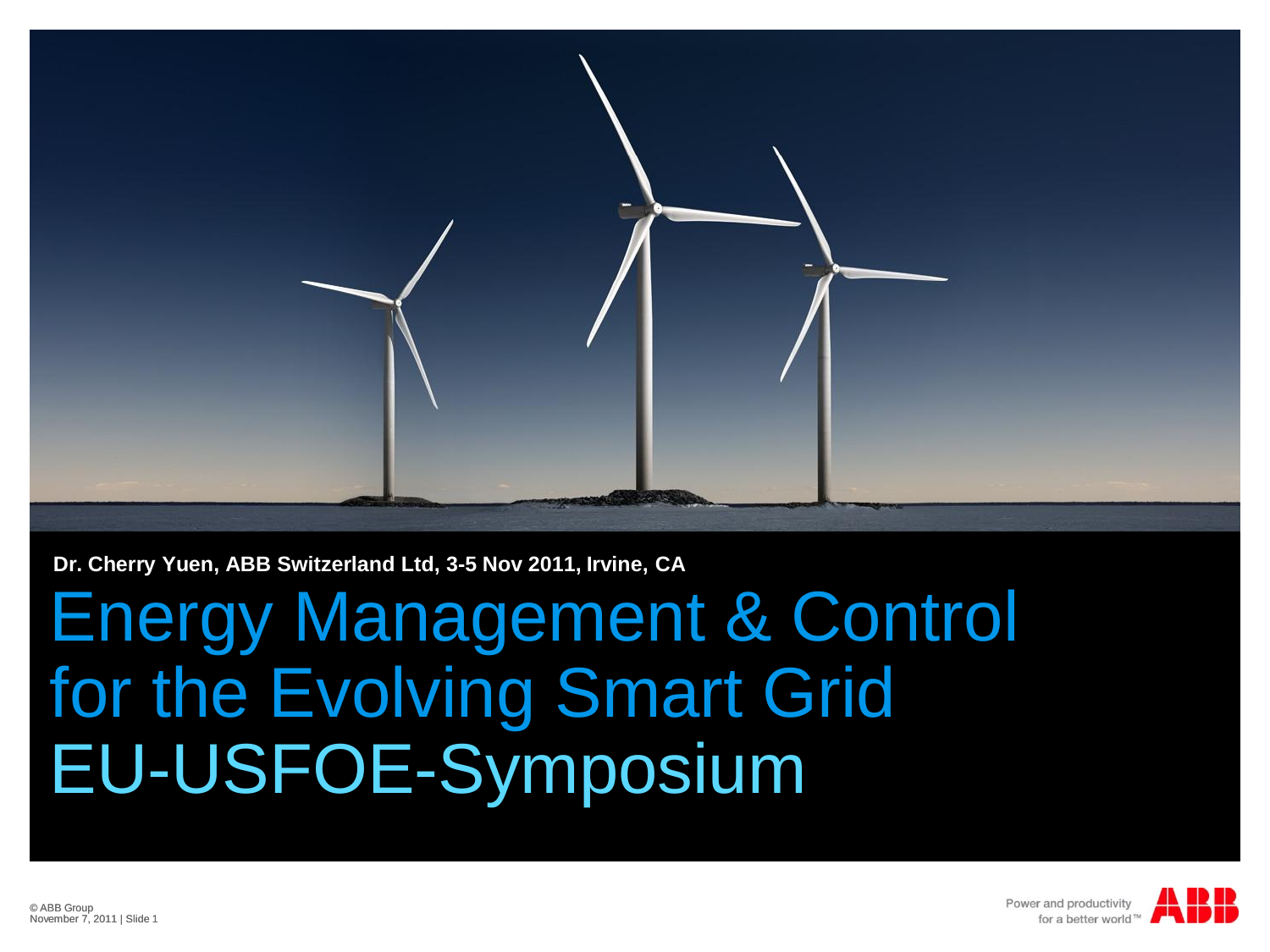Dr. Cherry Yuen, ABB Switzerland Ltd, 3-5 Nov 2011, Irvine, CA

# Energy Management & Control for the Evolving Smart Grid EU-USFOE-Symposium

© ABB Group
November 7, 2011 | Slide 1

Power and productivity for a better world™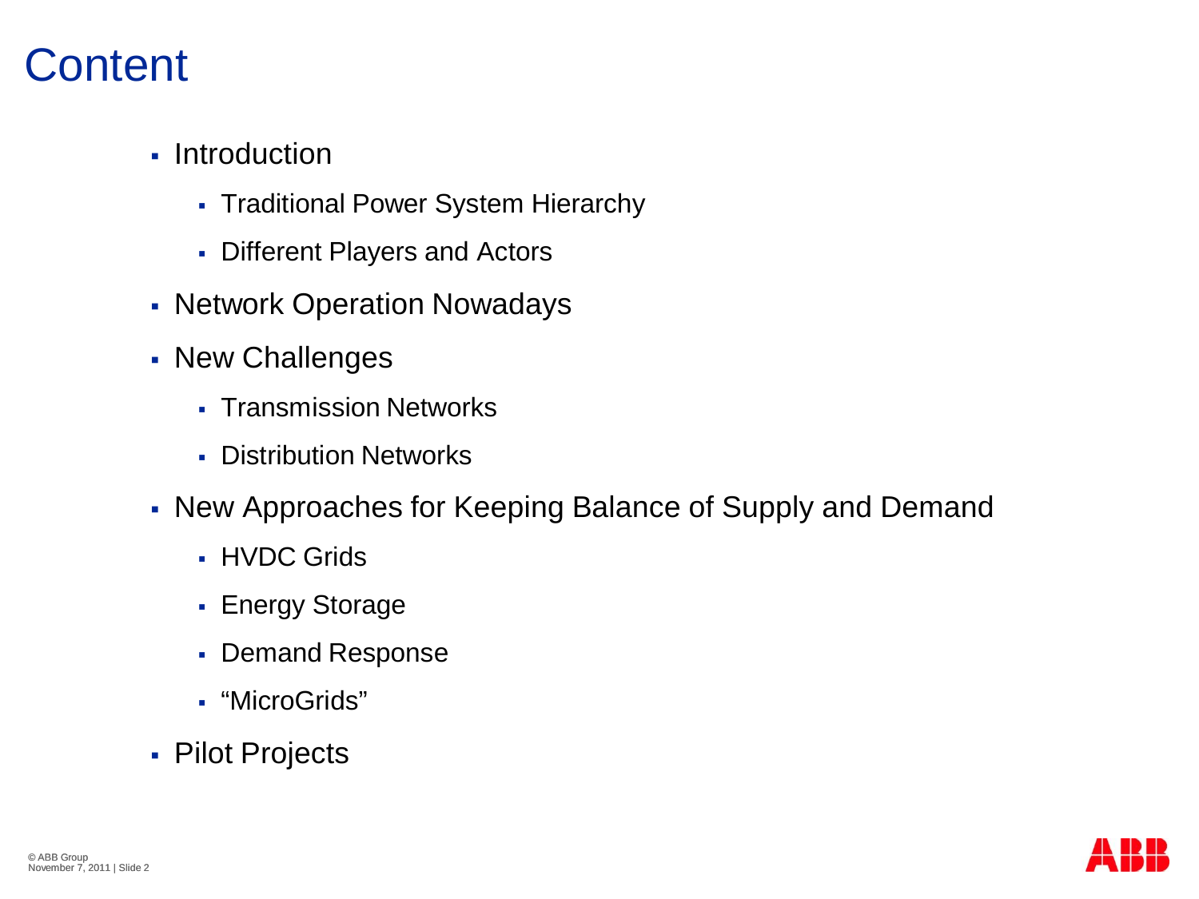# Content

- Introduction
  - Traditional Power System Hierarchy
  - Different Players and Actors
- Network Operation Nowadays
- New Challenges
  - Transmission Networks
  - Distribution Networks
- New Approaches for Keeping Balance of Supply and Demand
  - HVDC Grids
  - Energy Storage
  - Demand Response
  - "MicroGrids"
- Pilot Projects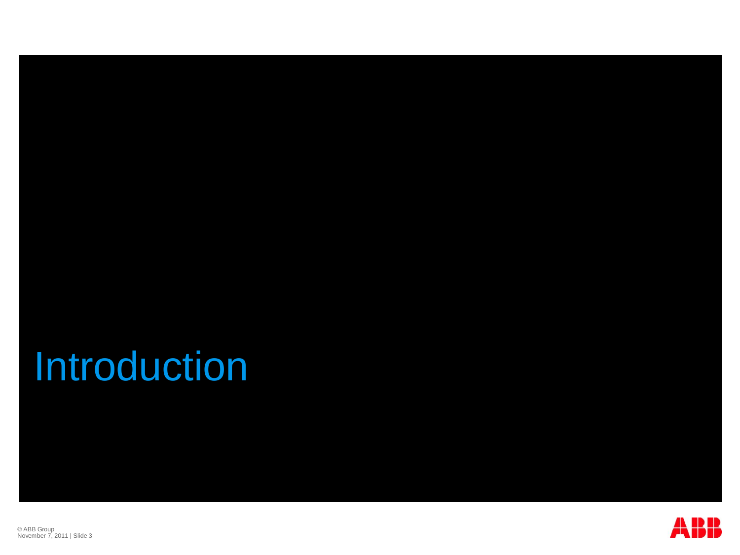# Introduction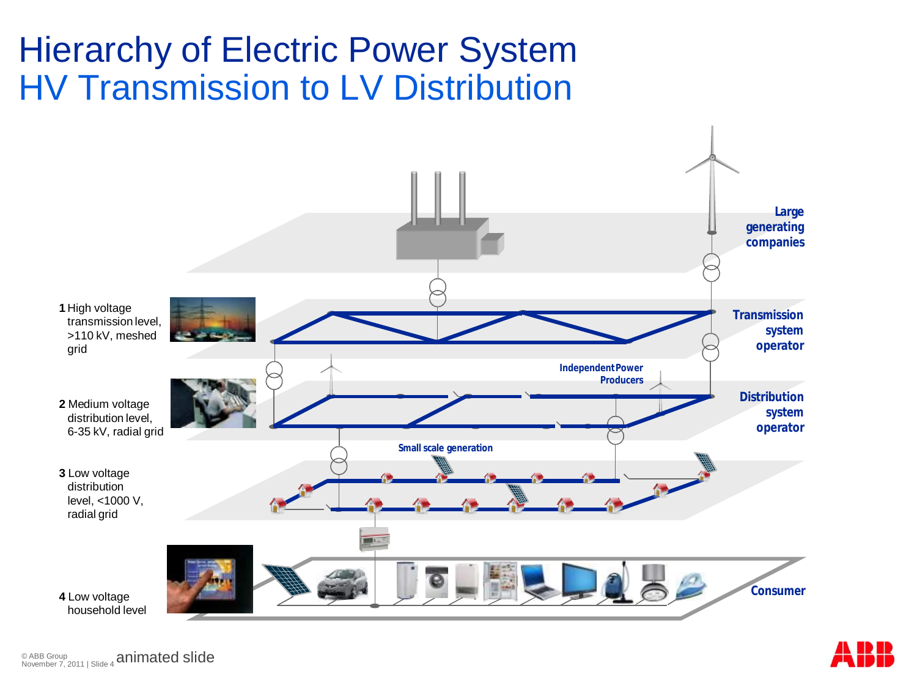# Hierarchy of Electric Power System
## HV Transmission to LV Distribution

**1** High voltage transmission level, >110 kV, meshed grid

**2** Medium voltage distribution level, 6-35 kV, radial grid

**3** Low voltage distribution level, <1000 V, radial grid

**4** Low voltage household level

**Large generating companies**

**Transmission system operator**

**Independent Power Producers**

**Distribution system operator**

**Small scale generation**

**Consumer**

animated slide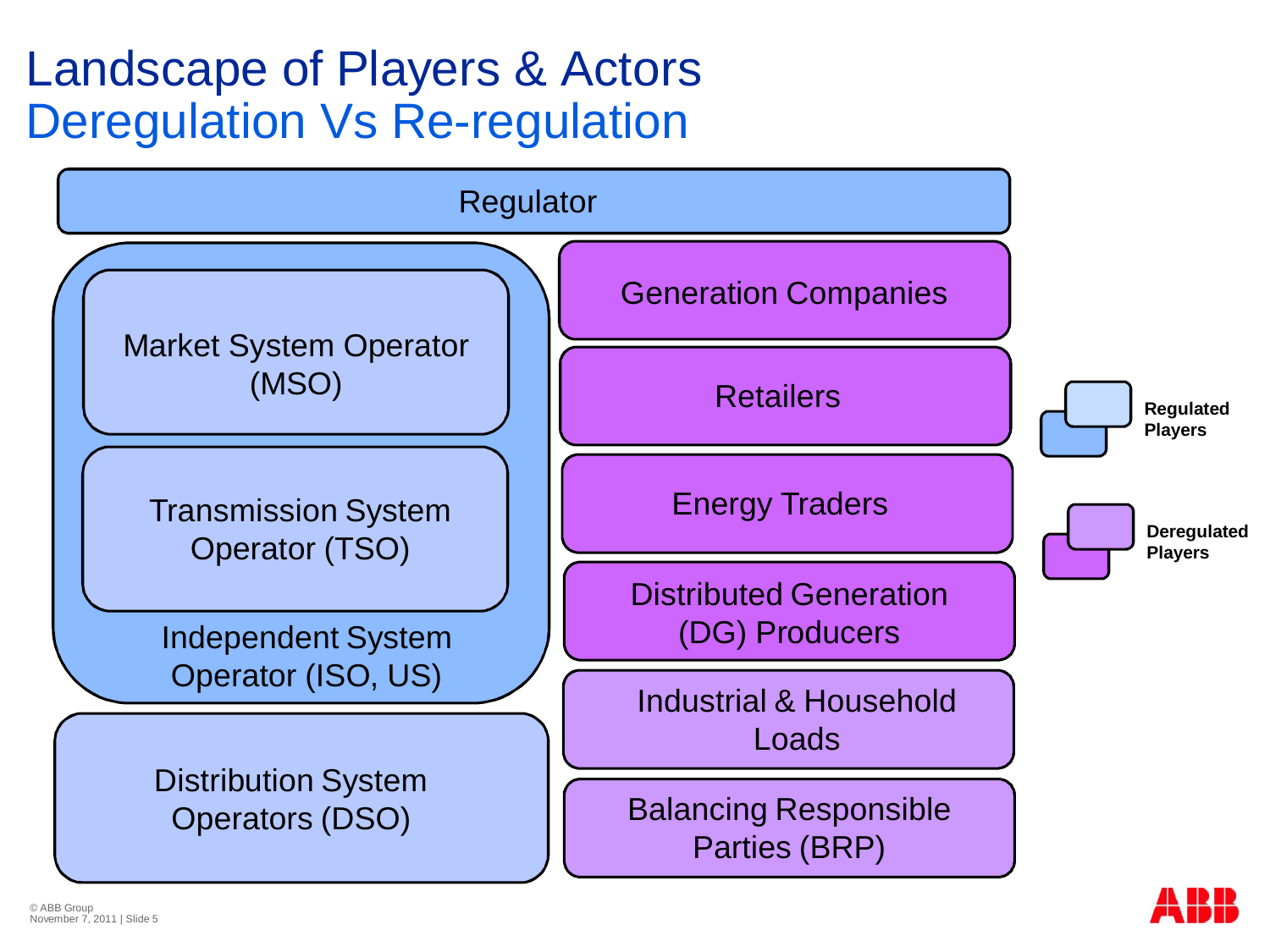# Landscape of Players & Actors
## Deregulation Vs Re-regulation

Regulator

- Independent System Operator (ISO, US)
  - Market System Operator (MSO)
  - Transmission System Operator (TSO)
- Distribution System Operators (DSO)

- Generation Companies
- Retailers
- Energy Traders
- Distributed Generation (DG) Producers
- Industrial & Household Loads
- Balancing Responsible Parties (BRP)

**Regulated Players**

**Deregulated Players**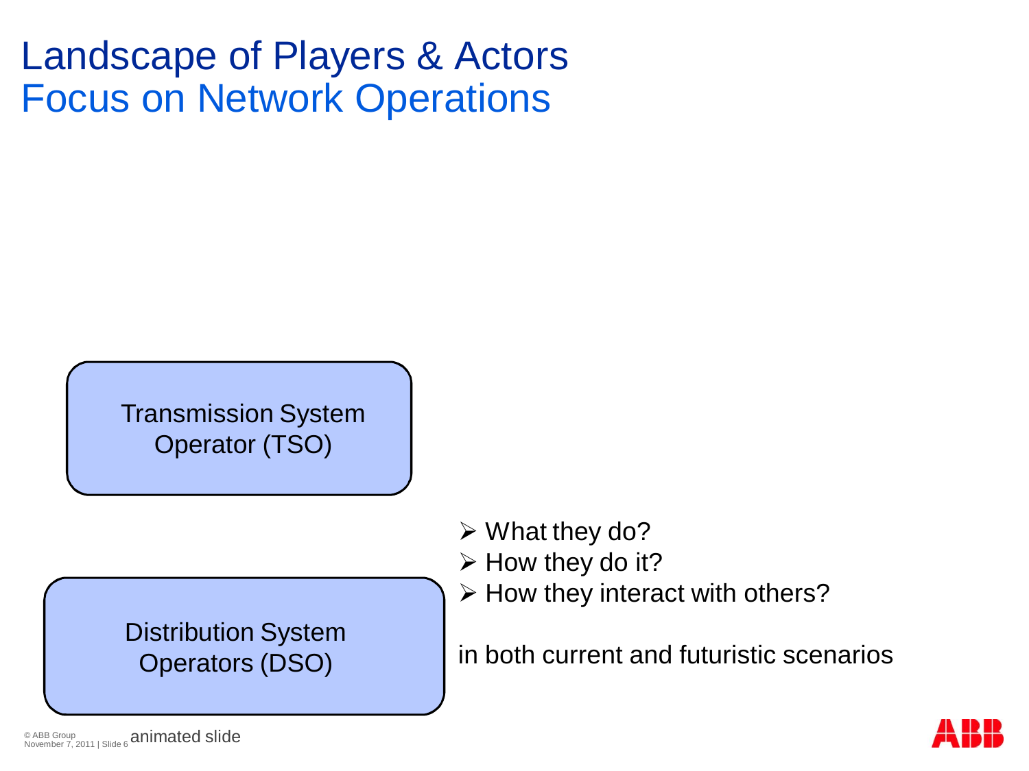# Landscape of Players & Actors
## Focus on Network Operations

Transmission System Operator (TSO)

Distribution System Operators (DSO)

- What they do?
- How they do it?
- How they interact with others?

in both current and futuristic scenarios

animated slide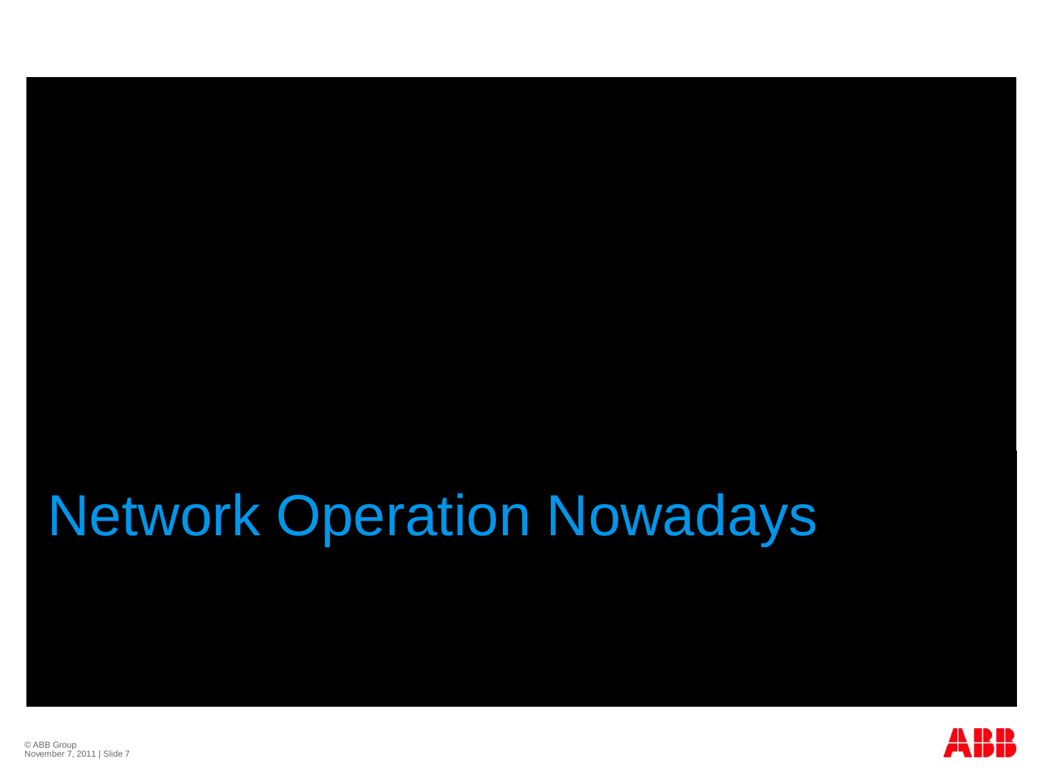# Network Operation Nowadays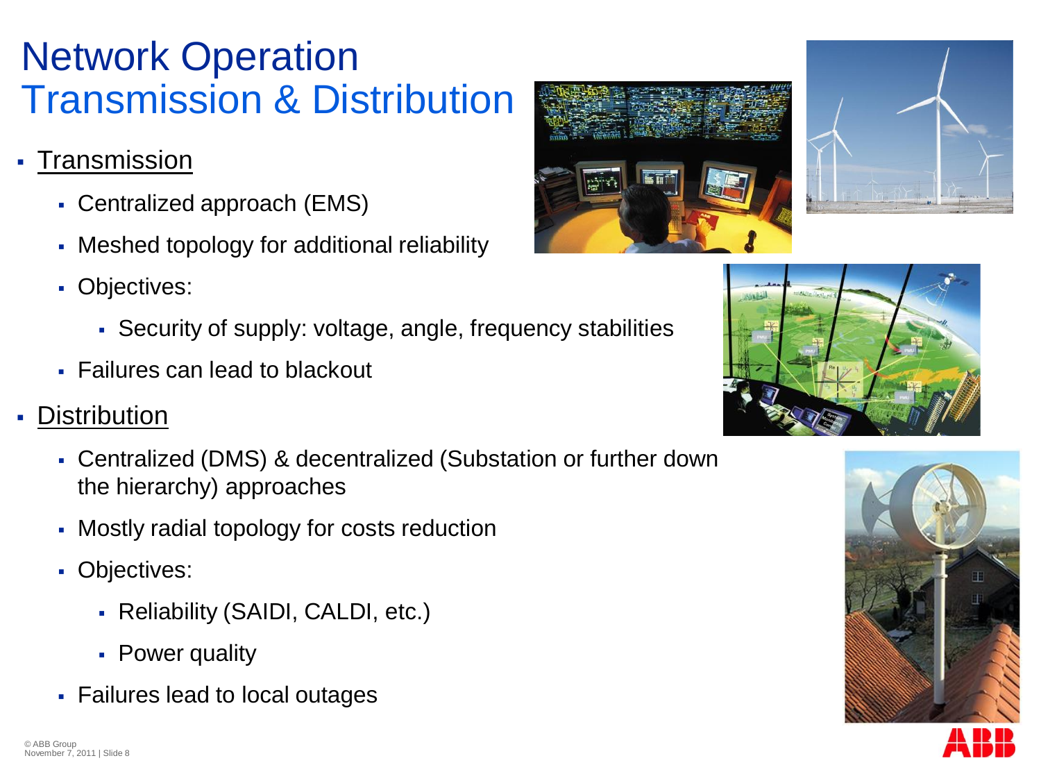# Network Operation
## Transmission & Distribution

- Transmission
  - Centralized approach (EMS)
  - Meshed topology for additional reliability
  - Objectives:
    - Security of supply: voltage, angle, frequency stabilities
  - Failures can lead to blackout
- Distribution
  - Centralized (DMS) & decentralized (Substation or further down the hierarchy) approaches
  - Mostly radial topology for costs reduction
  - Objectives:
    - Reliability (SAIDI, CALDI, etc.)
    - Power quality
  - Failures lead to local outages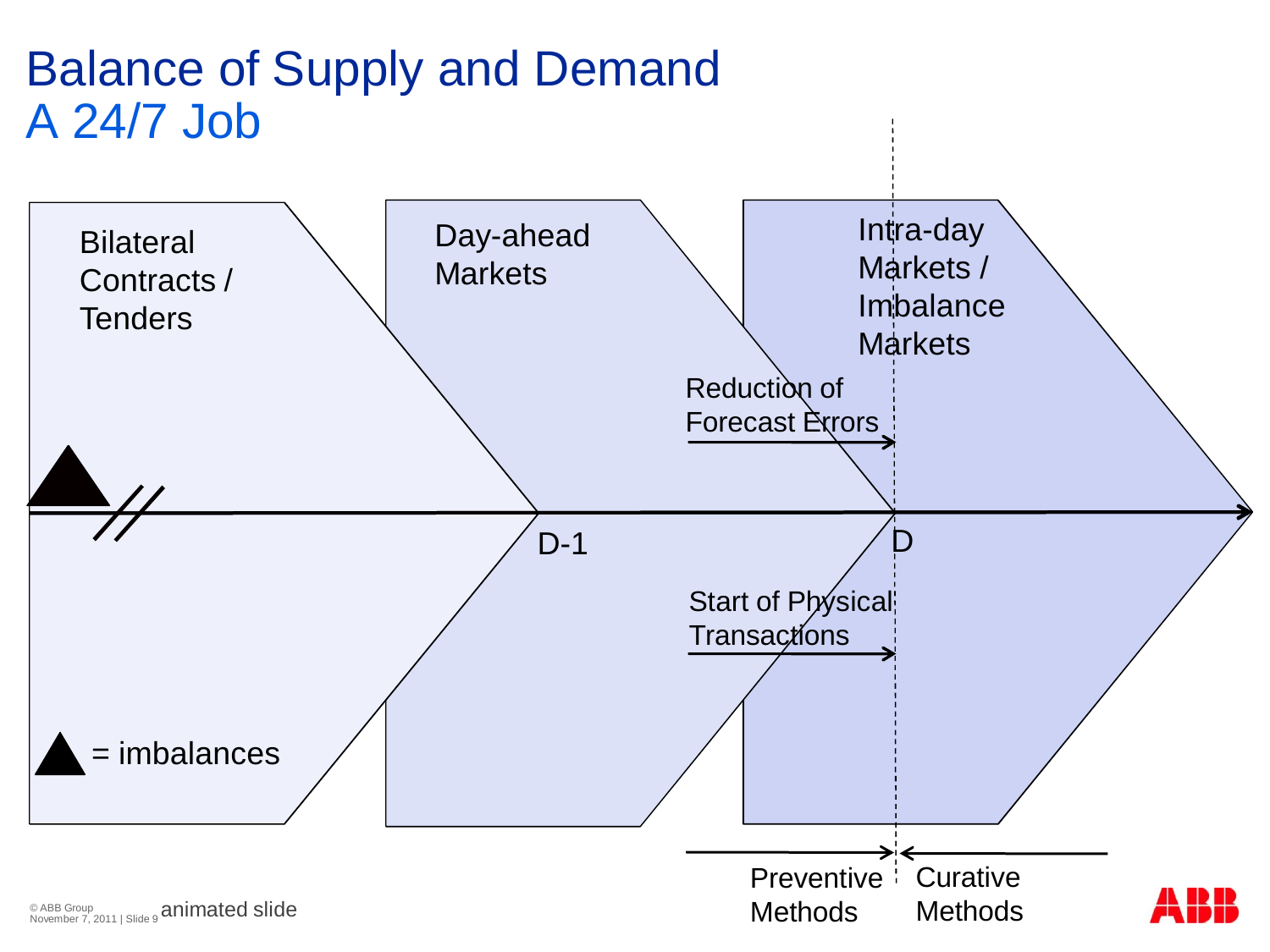# Balance of Supply and Demand
## A 24/7 Job

Bilateral Contracts / Tenders

Day-ahead Markets

Intra-day Markets / Imbalance Markets

Reduction of Forecast Errors

Start of Physical Transactions

D-1

D

▲ = imbalances

Preventive Methods

Curative Methods

animated slide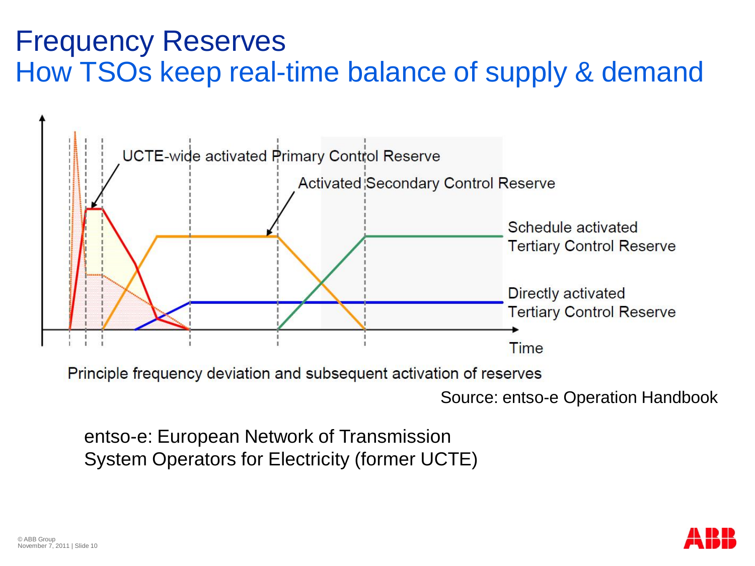# Frequency Reserves

## How TSOs keep real-time balance of supply & demand

UCTE-wide activated Primary Control Reserve

Activated Secondary Control Reserve

Schedule activated Tertiary Control Reserve

Directly activated Tertiary Control Reserve

Time

Principle frequency deviation and subsequent activation of reserves

Source: entso-e Operation Handbook

entso-e: European Network of Transmission System Operators for Electricity (former UCTE)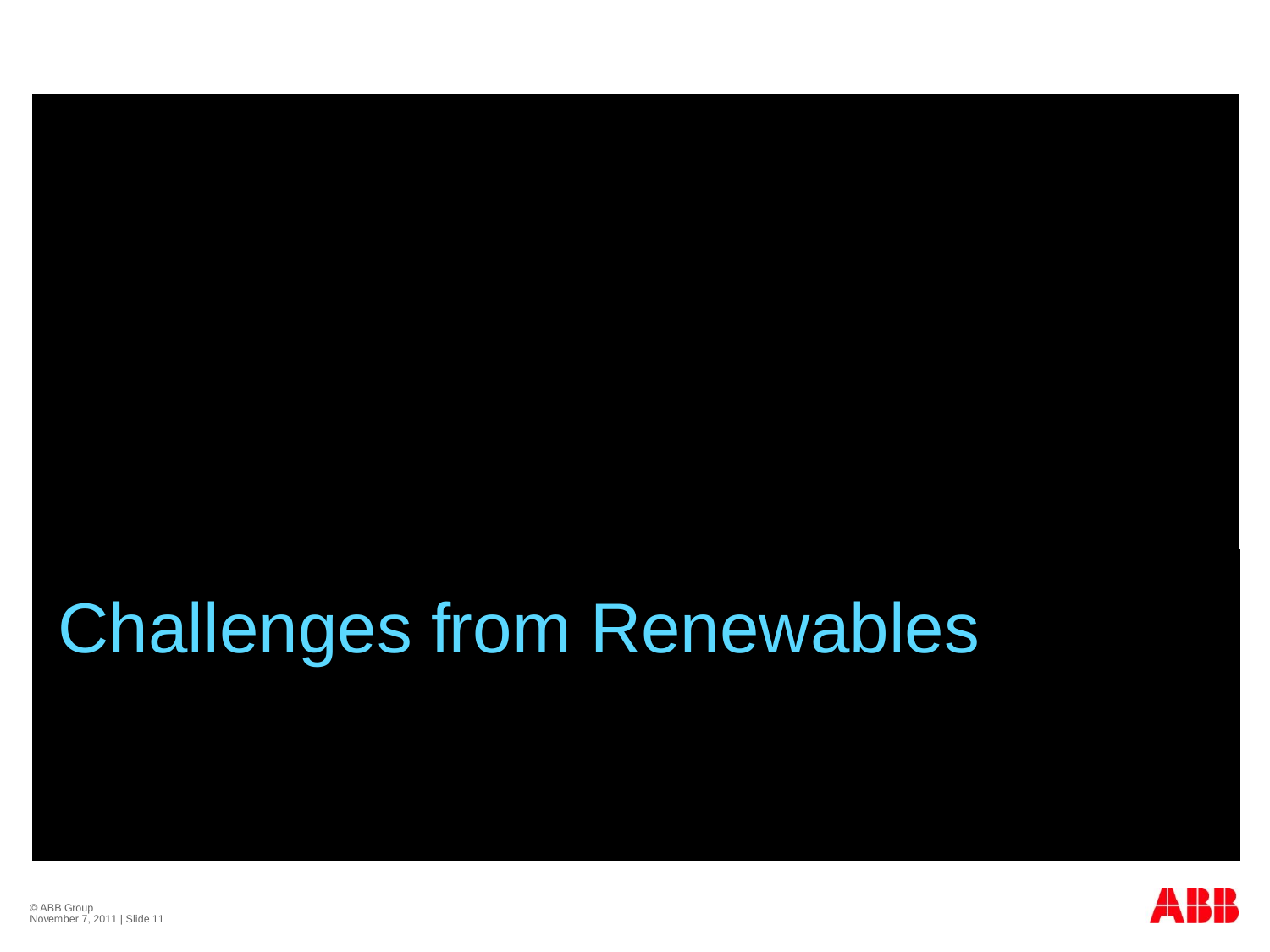# Challenges from Renewables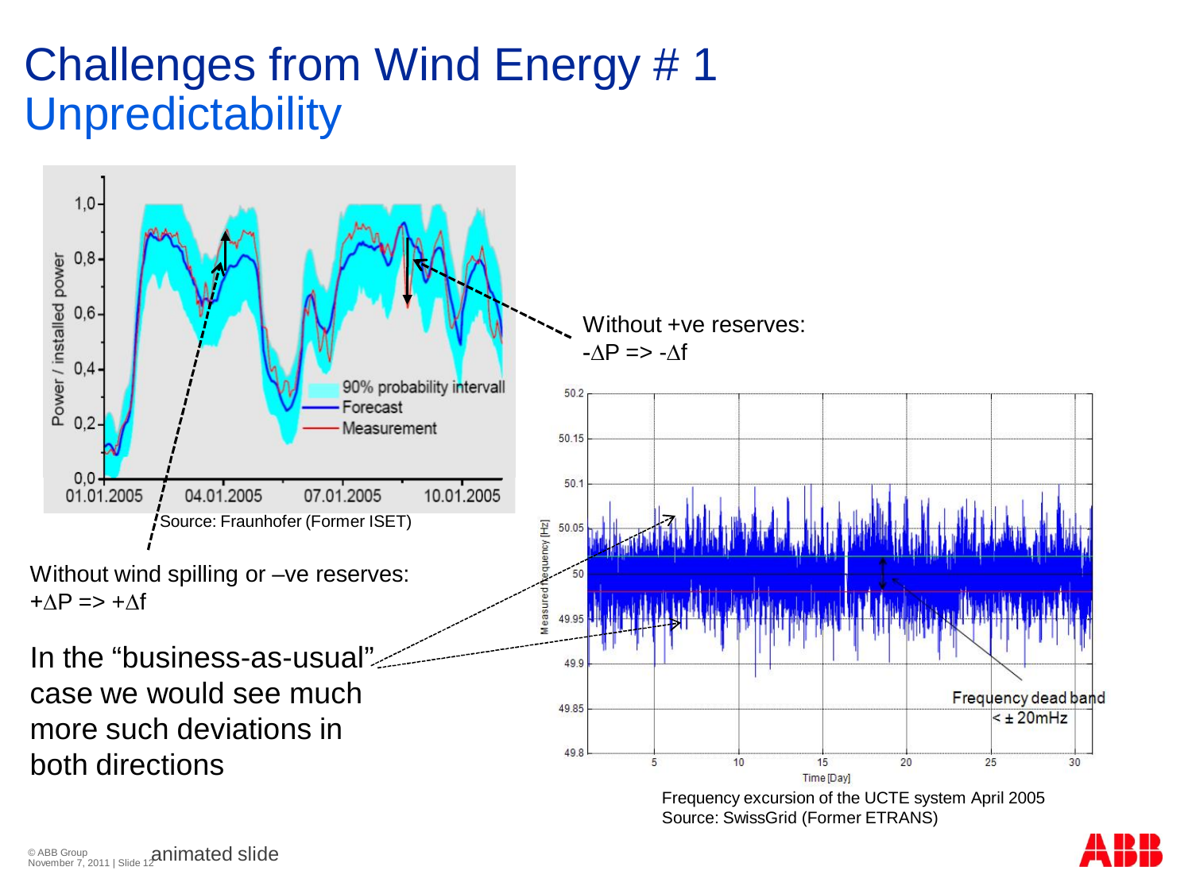# Challenges from Wind Energy # 1
## Unpredictability

Source: Fraunhofer (Former ISET)

Without +ve reserves:
$-\Delta P \Rightarrow -\Delta f$

Without wind spilling or –ve reserves:
$+\Delta P \Rightarrow +\Delta f$

In the "business-as-usual" case we would see much more such deviations in both directions

Frequency excursion of the UCTE system April 2005
Source: SwissGrid (Former ETRANS)

animated slide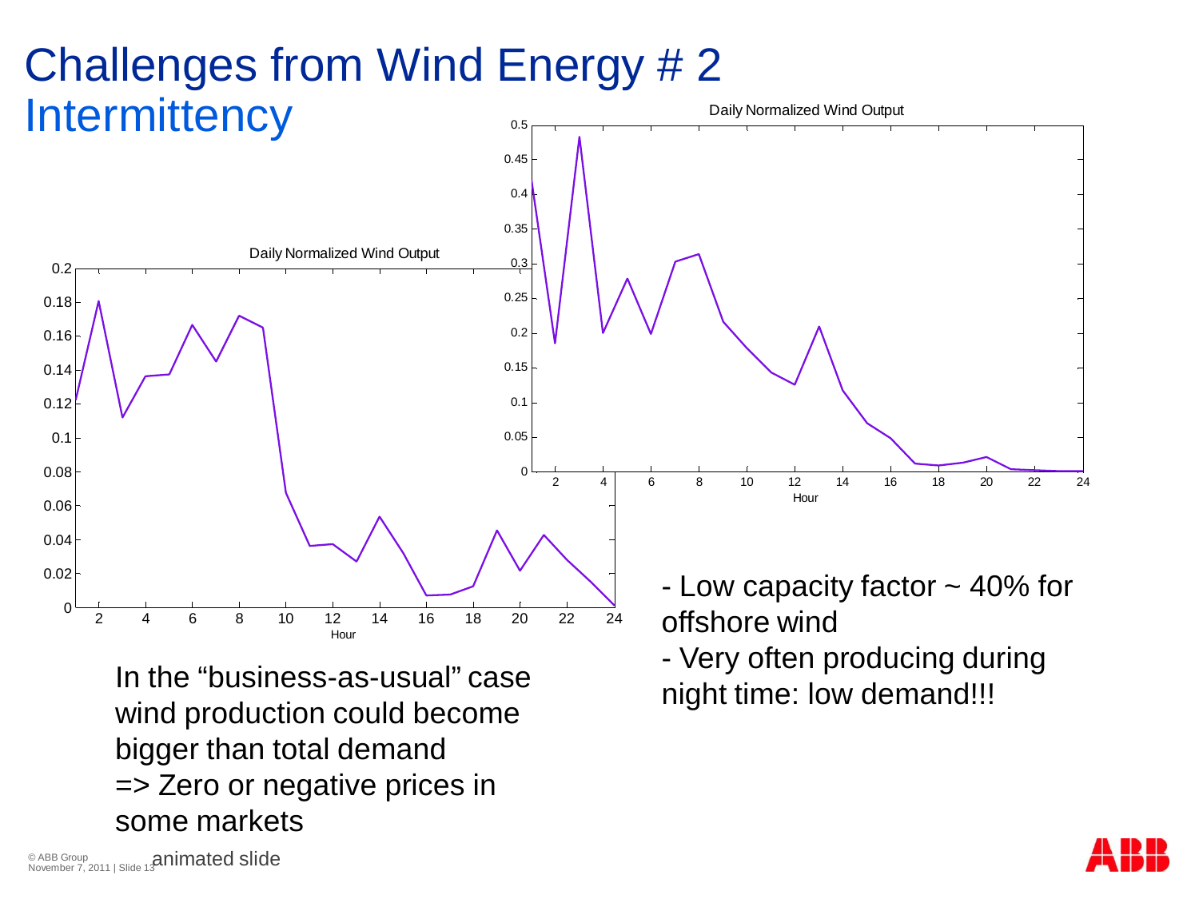# Challenges from Wind Energy # 2

## Intermittency

Daily Normalized Wind Output

Daily Normalized Wind Output

- Low capacity factor ~ 40% for offshore wind
- Very often producing during night time: low demand!!!

In the "business-as-usual" case wind production could become bigger than total demand
=> Zero or negative prices in some markets

animated slide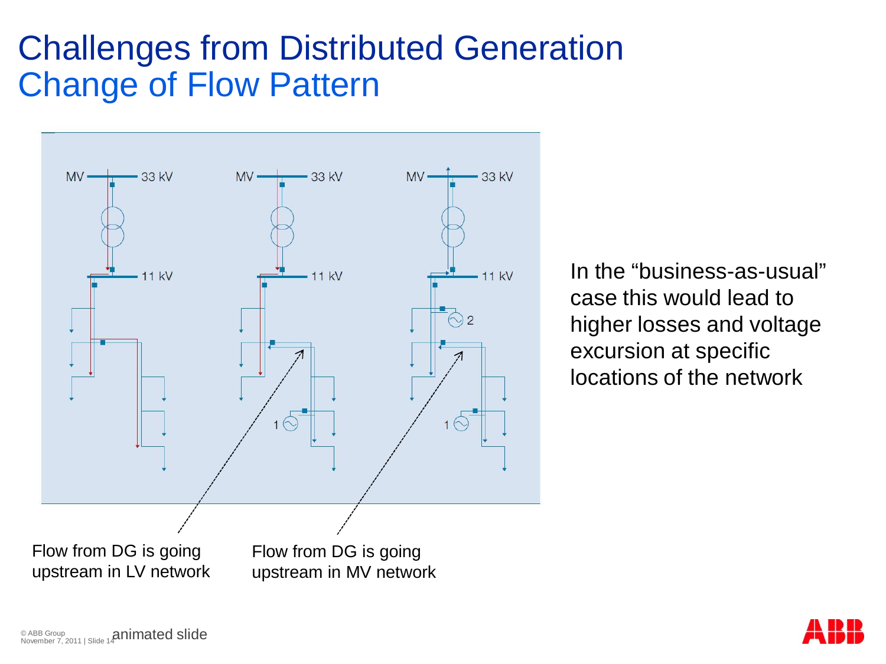# Challenges from Distributed Generation
## Change of Flow Pattern

In the "business-as-usual" case this would lead to higher losses and voltage excursion at specific locations of the network

Flow from DG is going upstream in LV network

Flow from DG is going upstream in MV network

animated slide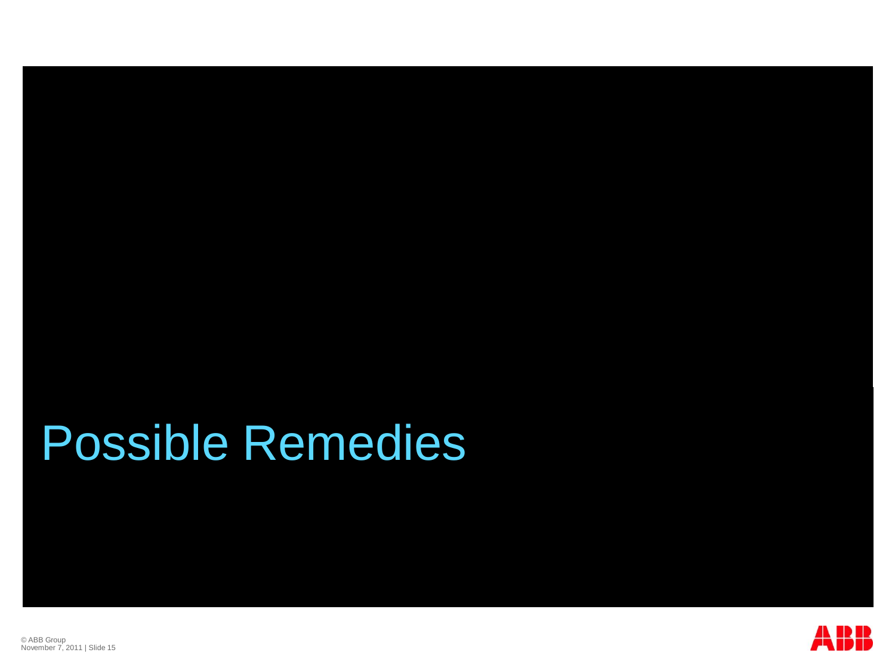# Possible Remedies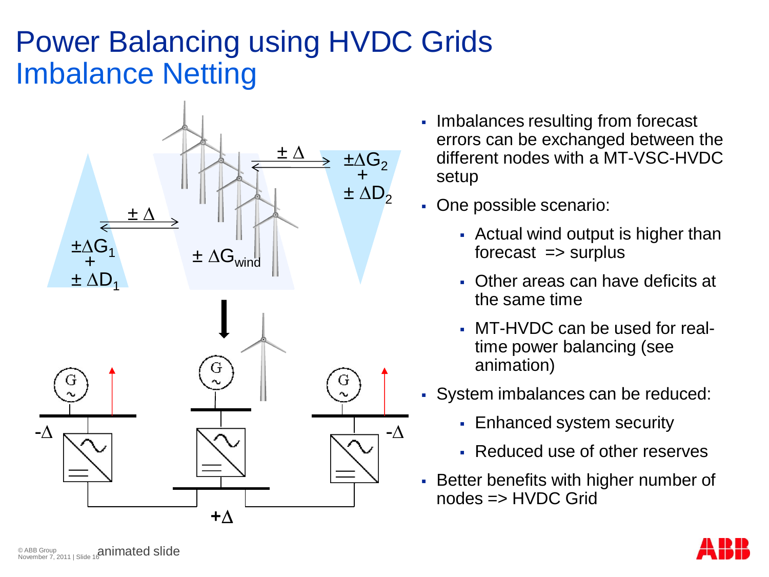# Power Balancing using HVDC Grids
## Imbalance Netting

- Imbalances resulting from forecast errors can be exchanged between the different nodes with a MT-VSC-HVDC setup
- One possible scenario:
  - Actual wind output is higher than forecast => surplus
  - Other areas can have deficits at the same time
  - MT-HVDC can be used for real-time power balancing (see animation)
- System imbalances can be reduced:
  - Enhanced system security
  - Reduced use of other reserves
- Better benefits with higher number of nodes => HVDC Grid

animated slide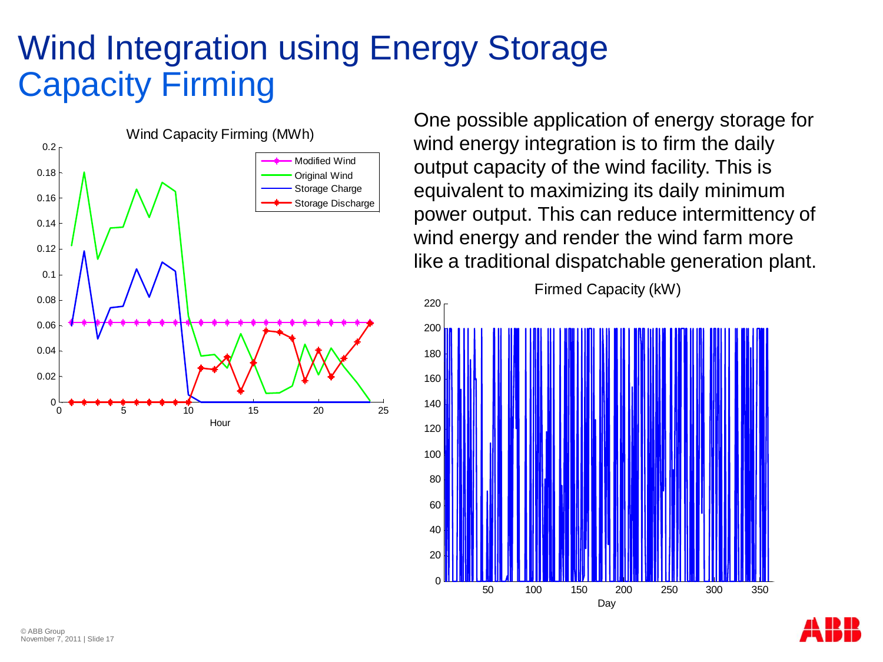# Wind Integration using Energy Storage

## Capacity Firming

One possible application of energy storage for wind energy integration is to firm the daily output capacity of the wind facility. This is equivalent to maximizing its daily minimum power output. This can reduce intermittency of wind energy and render the wind farm more like a traditional dispatchable generation plant.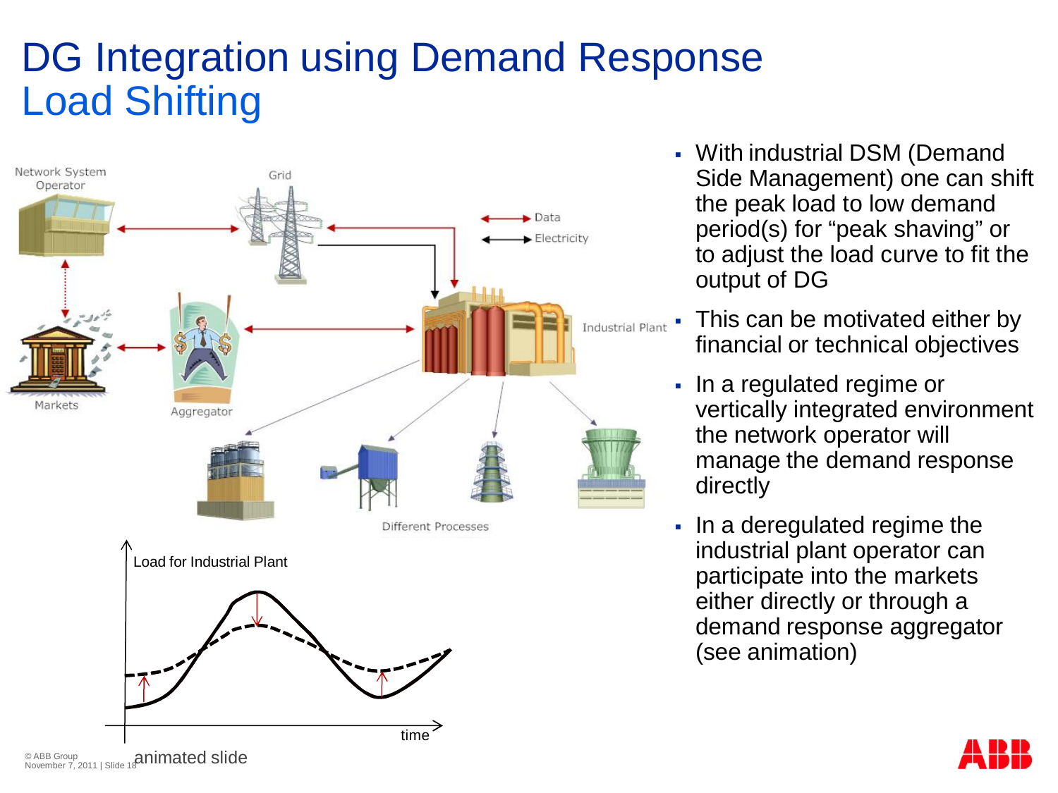# DG Integration using Demand Response
## Load Shifting

Network System Operator

Grid

Data

Electricity

Markets

Aggregator

Industrial Plant

Different Processes

Load for Industrial Plant

time

animated slide

- With industrial DSM (Demand Side Management) one can shift the peak load to low demand period(s) for “peak shaving” or to adjust the load curve to fit the output of DG
- This can be motivated either by financial or technical objectives
- In a regulated regime or vertically integrated environment the network operator will manage the demand response directly
- In a deregulated regime the industrial plant operator can participate into the markets either directly or through a demand response aggregator (see animation)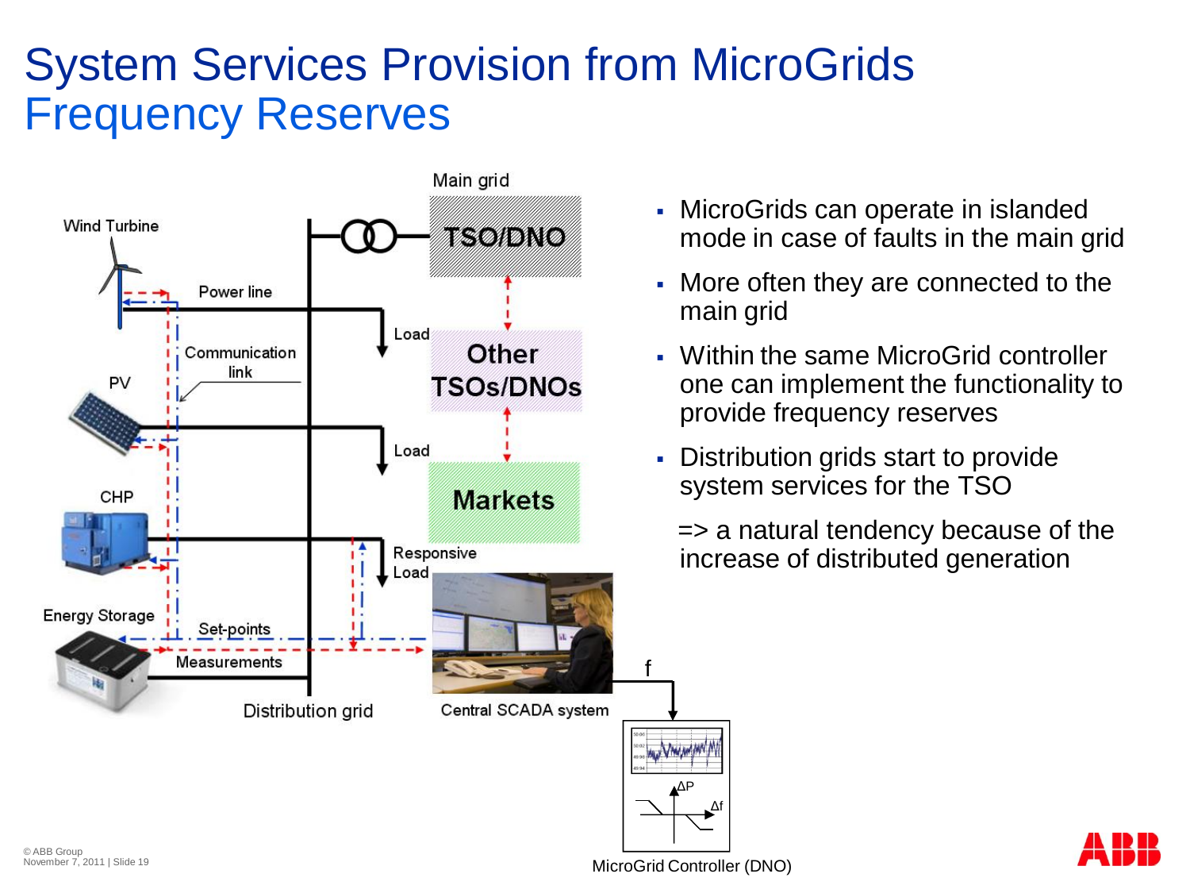# System Services Provision from MicroGrids
## Frequency Reserves

Main grid

TSO/DNO

Other TSOs/DNOs

Markets

Wind Turbine

Power line

Communication link

PV

CHP

Energy Storage

Load

Load

Responsive Load

Set-points

Measurements

Distribution grid

Central SCADA system

f

$\Delta P$

$\Delta f$

MicroGrid Controller (DNO)

- MicroGrids can operate in islanded mode in case of faults in the main grid
- More often they are connected to the main grid
- Within the same MicroGrid controller one can implement the functionality to provide frequency reserves
- Distribution grids start to provide system services for the TSO

  => a natural tendency because of the increase of distributed generation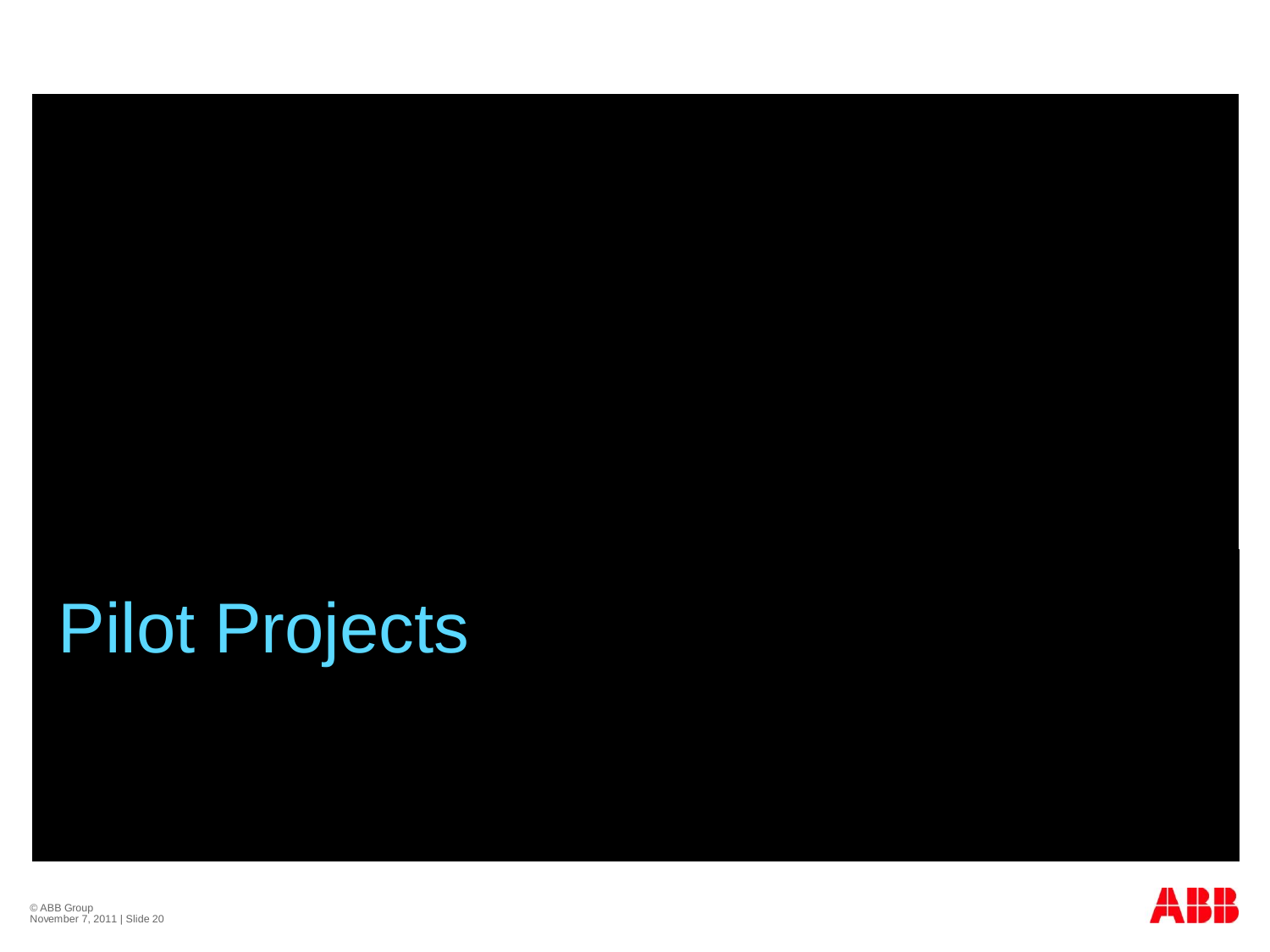# Pilot Projects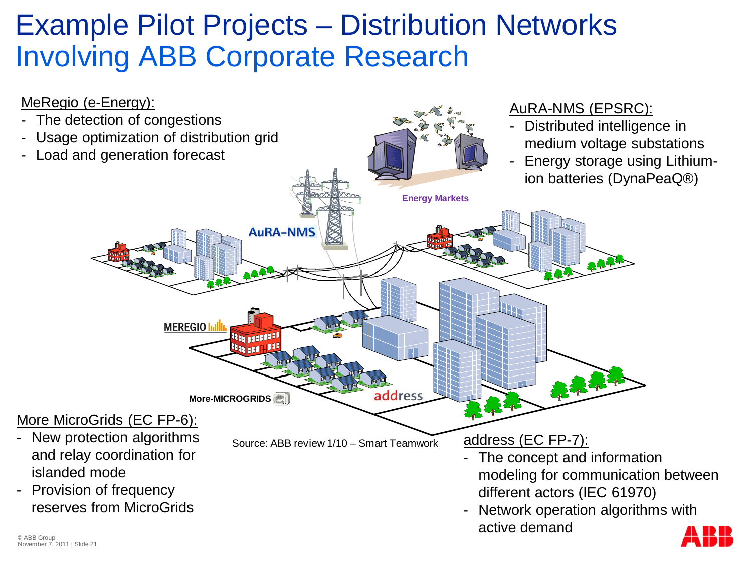# Example Pilot Projects – Distribution Networks Involving ABB Corporate Research

MeRegio (e-Energy):

- The detection of congestions
- Usage optimization of distribution grid
- Load and generation forecast

AuRA-NMS (EPSRC):

- Distributed intelligence in medium voltage substations
- Energy storage using Lithium-ion batteries (DynaPeaQ®)

More MicroGrids (EC FP-6):

- New protection algorithms and relay coordination for islanded mode
- Provision of frequency reserves from MicroGrids

Source: ABB review 1/10 – Smart Teamwork

address (EC FP-7):

- The concept and information modeling for communication between different actors (IEC 61970)
- Network operation algorithms with active demand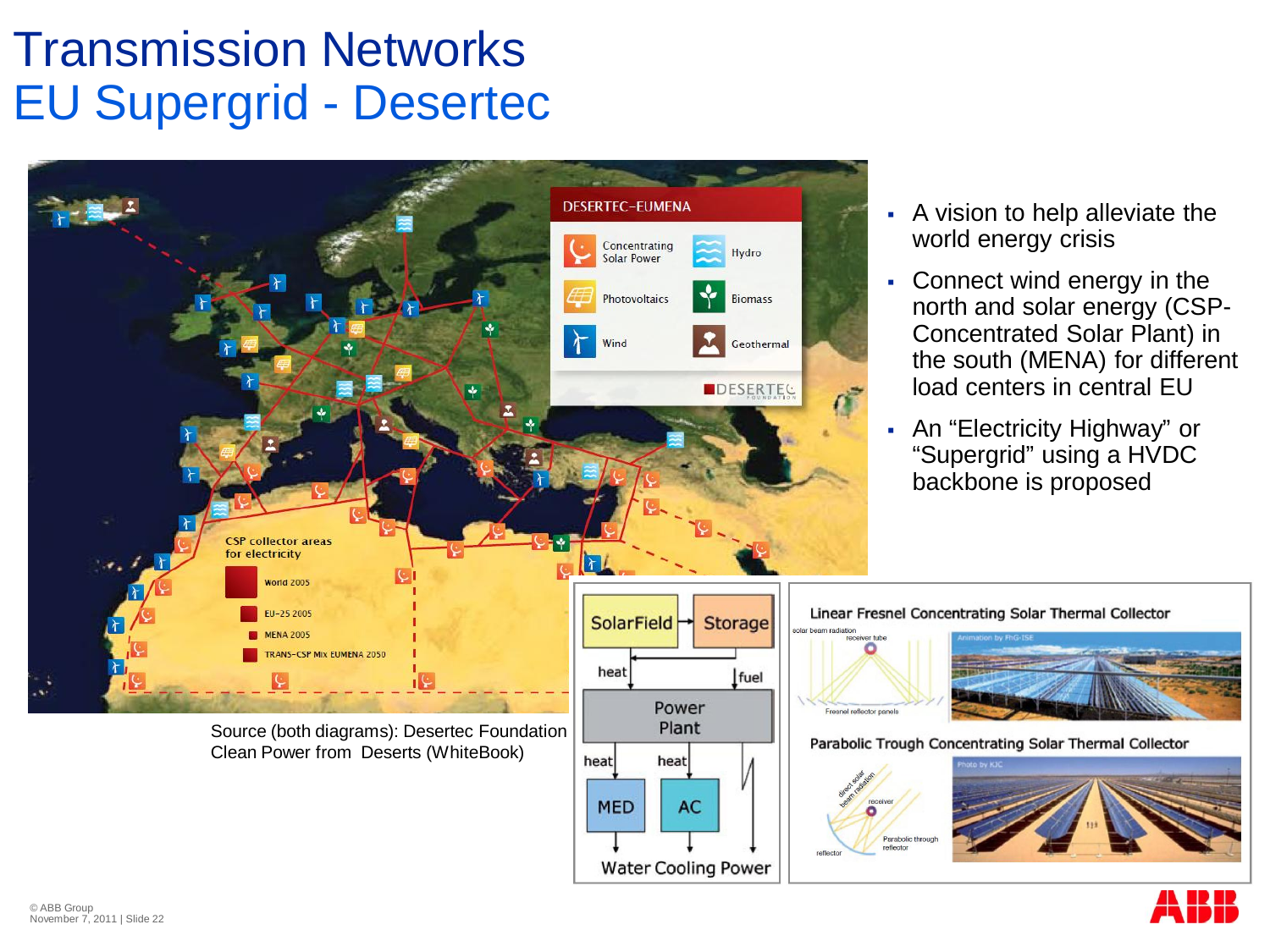# Transmission Networks
## EU Supergrid - Desertec

- A vision to help alleviate the world energy crisis
- Connect wind energy in the north and solar energy (CSP- Concentrated Solar Plant) in the south (MENA) for different load centers in central EU
- An "Electricity Highway" or "Supergrid" using a HVDC backbone is proposed

Source (both diagrams): Desertec Foundation Clean Power from Deserts (WhiteBook)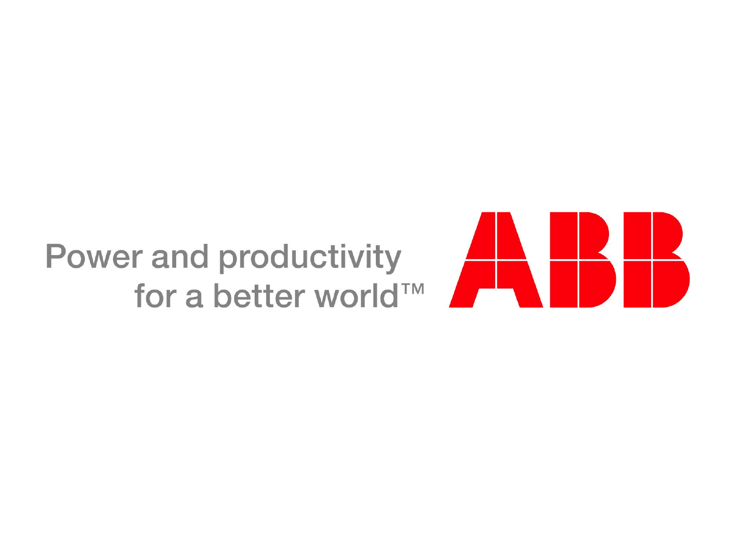Power and productivity
for a better world™

ABB